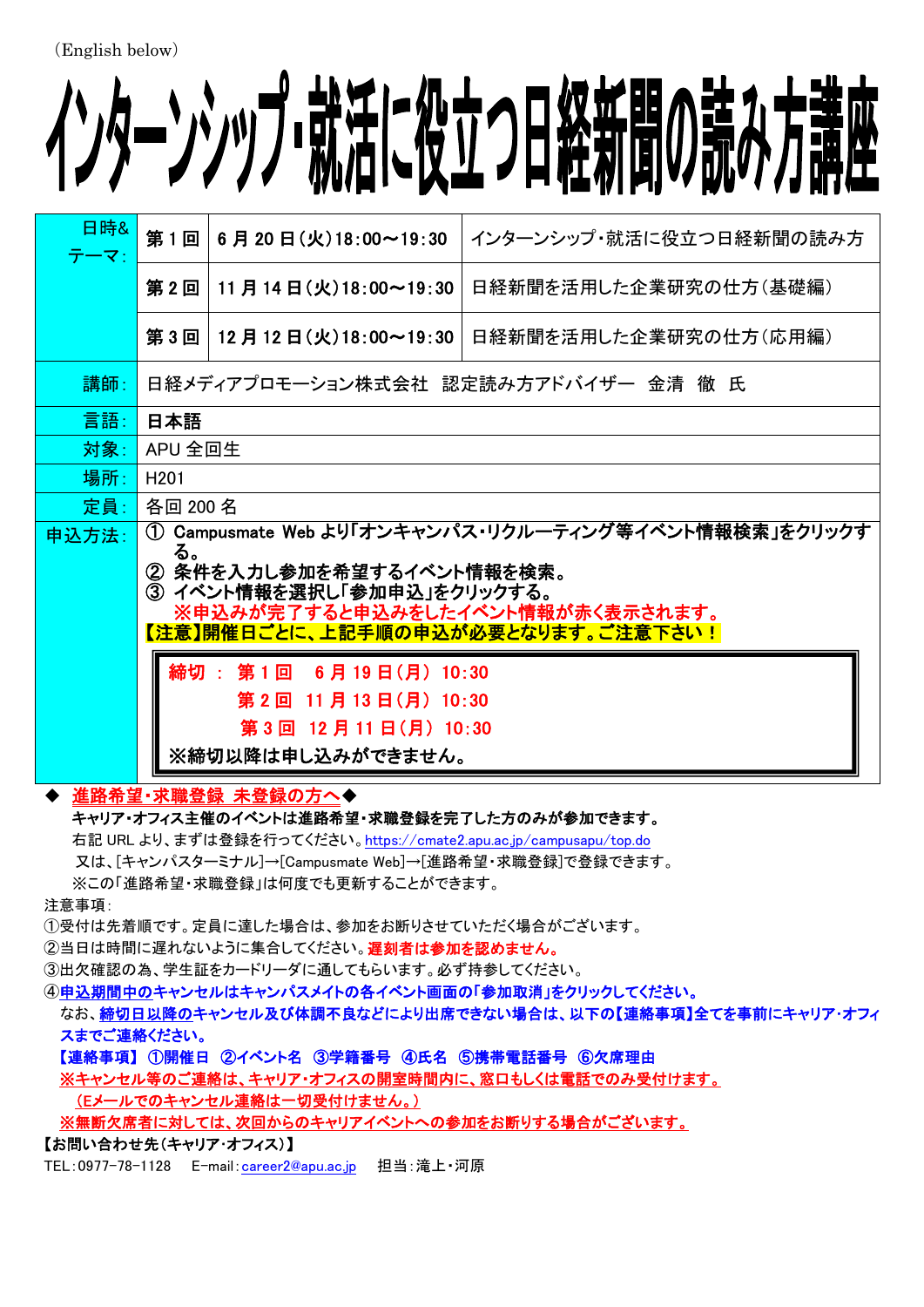（English below）

# インターンシップ・就活に役立つ日経新聞の読み方講座

| 日時&テーマ: | 第１回 | 6 月 20 日（火）18:00～19:30 | インターンシップ・就活に役立つ日経新聞の読み方 |
|---|---|---|---|
| | 第２回 | 11 月 14 日（火）18:00～19:30 | 日経新聞を活用した企業研究の仕方（基礎編） |
| | 第３回 | 12 月 12 日（火）18:00～19:30 | 日経新聞を活用した企業研究の仕方（応用編） |
| 講師: | 日経メディアプロモーション株式会社　認定読み方アドバイザー　金清　徹　氏 | | |
| 言語: | **日本語** | | |
| 対象: | APU 全回生 | | |
| 場所: | H201 | | |
| 定員: | 各回 200 名 | | |
| 申込方法: | **① Campusmate Web より「オンキャンパス・リクルーティング等イベント情報検索」をクリックする。** **② 条件を入力し参加を希望するイベント情報を検索。** **③ イベント情報を選択し「参加申込」をクリックする。** **※申込みが完了すると申込みをしたイベント情報が赤く表示されます。** **【注意】開催日ごとに、上記手順の申込が必要となります。ご注意下さい！** **締切 ： 第１回　6 月 19 日（月） 10:30 ／ 第２回　11 月 13 日（月） 10:30 ／ 第３回　12 月 11 日（月） 10:30** **※締切以降は申し込みができません。** | | |

◆ **進路希望・求職登録 未登録の方へ**◆

**キャリア・オフィス主催のイベントは進路希望・求職登録を完了した方のみが参加できます。**

右記 URL より、まずは登録を行ってください。https://cmate2.apu.ac.jp/campusapu/top.do

又は、[キャンパスターミナル]→[Campusmate Web]→[進路希望・求職登録]で登録できます。

※この「進路希望・求職登録」は何度でも更新することができます。

注意事項:

①受付は先着順です。定員に達した場合は、参加をお断りさせていただく場合がございます。

②当日は時間に遅れないように集合してください。**遅刻者は参加を認めません。**

③出欠確認の為、学生証をカードリーダに通してもらいます。必ず持参してください。

④**申込期間中のキャンセルはキャンパスメイトの各イベント画面の「参加取消」をクリックしてください。**

なお、**締切日以降のキャンセル及び体調不良などにより出席できない場合は、以下の【連絡事項】全てを事前にキャリア・オフィスまでご連絡ください。**

**【連絡事項】 ①開催日 ②イベント名 ③学籍番号 ④氏名 ⑤携帯電話番号 ⑥欠席理由**

**※キャンセル等のご連絡は、キャリア・オフィスの開室時間内に、窓口もしくは電話でのみ受け付けます。**

**（Eメールでのキャンセル連絡は一切受付けません。）**

**※無断欠席者に対しては、次回からのキャリアイベントへの参加をお断りする場合がございます。**

**【お問い合わせ先（キャリア・オフィス）】**

TEL：0977-78-1128　E-mail：career2@apu.ac.jp　担当：滝上・河原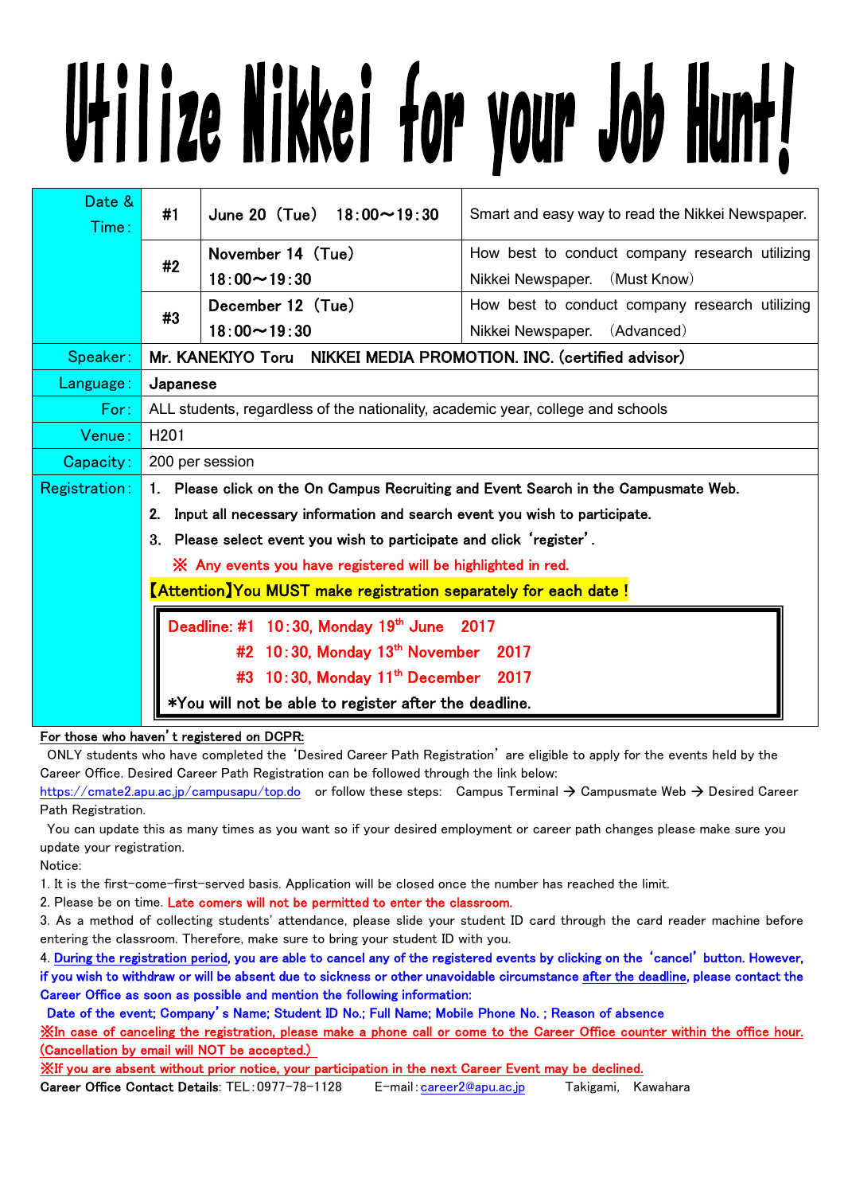# Utilize Nikkei for your Job Hunt!

| | | | |
|---|---|---|---|
| Date & Time: | #1 | June 20（Tue） 18:00～19:30 | Smart and easy way to read the Nikkei Newspaper. |
| | #2 | November 14（Tue） 18:00～19:30 | How best to conduct company research utilizing Nikkei Newspaper. （Must Know） |
| | #3 | December 12（Tue） 18:00～19:30 | How best to conduct company research utilizing Nikkei Newspaper. （Advanced） |
| Speaker: | Mr. KANEKIYO Toru NIKKEI MEDIA PROMOTION. INC. (certified advisor) | | |
| Language: | Japanese | | |
| For: | ALL students, regardless of the nationality, academic year, college and schools | | |
| Venue: | H201 | | |
| Capacity: | 200 per session | | |
| Registration: | 1. Please click on the On Campus Recruiting and Event Search in the Campusmate Web.<br>2. Input all necessary information and search event you wish to participate.<br>3. Please select event you wish to participate and click 'register'.<br>※ Any events you have registered will be highlighted in red.<br>【Attention】You MUST make registration separately for each date !<br>Deadline: #1 10:30, Monday 19th June 2017<br>#2 10:30, Monday 13th November 2017<br>#3 10:30, Monday 11th December 2017<br>*You will not be able to register after the deadline. | | |

For those who haven't registered on DCPR:

ONLY students who have completed the 'Desired Career Path Registration' are eligible to apply for the events held by the Career Office. Desired Career Path Registration can be followed through the link below:
https://cmate2.apu.ac.jp/campusapu/top.do or follow these steps: Campus Terminal → Campusmate Web → Desired Career Path Registration.

You can update this as many times as you want so if your desired employment or career path changes please make sure you update your registration.

Notice:

1. It is the first-come-first-served basis. Application will be closed once the number has reached the limit.
2. Please be on time. Late comers will not be permitted to enter the classroom.
3. As a method of collecting students' attendance, please slide your student ID card through the card reader machine before entering the classroom. Therefore, make sure to bring your student ID with you.
4. During the registration period, you are able to cancel any of the registered events by clicking on the 'cancel' button. However, if you wish to withdraw or will be absent due to sickness or other unavoidable circumstance after the deadline, please contact the Career Office as soon as possible and mention the following information:

Date of the event; Company's Name; Student ID No.; Full Name; Mobile Phone No. ; Reason of absence

※In case of canceling the registration, please make a phone call or come to the Career Office counter within the office hour. (Cancellation by email will NOT be accepted.)

※If you are absent without prior notice, your participation in the next Career Event may be declined.

**Career Office Contact Details**: TEL:0977-78-1128 E-mail: career2@apu.ac.jp Takigami, Kawahara